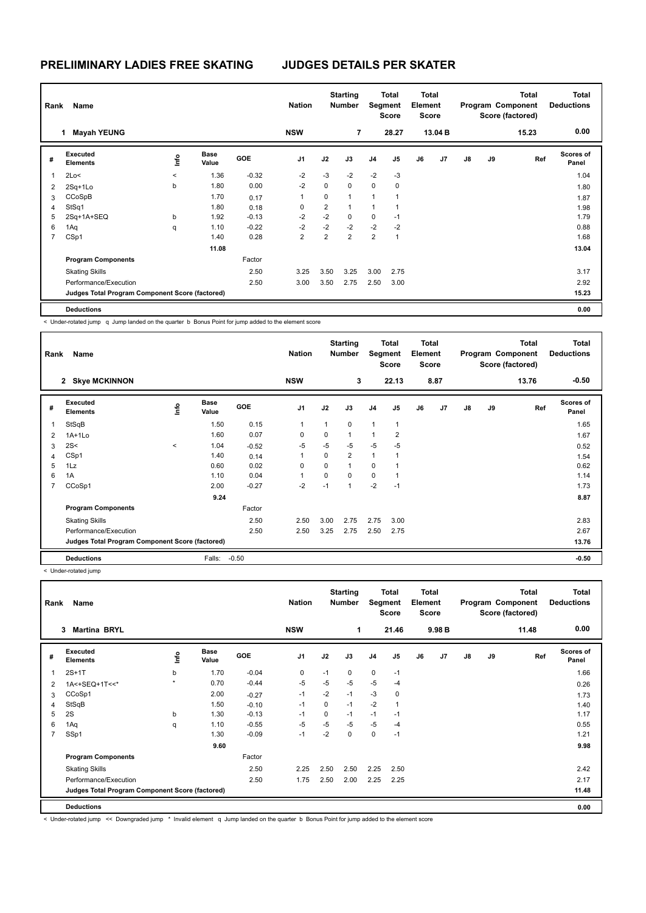# PRELIIMINARY LADIES FREE SKATING

## JUDGES DETAILS PER SKATER

| Rank | Name | Nation | Starting Number | Total Segment Score | Total Element Score | Total Program Component Score (factored) | Total Deductions |
|---|---|---|---|---|---|---|---|
| 1 | Mayah YEUNG | NSW | 7 | 28.27 | 13.04 B | 15.23 | 0.00 |

| # | Executed Elements | Info | Base Value | GOE | J1 | J2 | J3 | J4 | J5 | J6 | J7 | J8 | J9 | Ref | Scores of Panel |
|---|---|---|---|---|---|---|---|---|---|---|---|---|---|---|---|
| 1 | 2Lo< | < | 1.36 | -0.32 | -2 | -3 | -2 | -2 | -3 | | | | | | 1.04 |
| 2 | 2Sq+1Lo | b | 1.80 | 0.00 | -2 | 0 | 0 | 0 | 0 | | | | | | 1.80 |
| 3 | CCoSpB | | 1.70 | 0.17 | 1 | 0 | 1 | 1 | 1 | | | | | | 1.87 |
| 4 | StSq1 | | 1.80 | 0.18 | 0 | 2 | 1 | 1 | 1 | | | | | | 1.98 |
| 5 | 2Sq+1A+SEQ | b | 1.92 | -0.13 | -2 | -2 | 0 | 0 | -1 | | | | | | 1.79 |
| 6 | 1Aq | q | 1.10 | -0.22 | -2 | -2 | -2 | -2 | -2 | | | | | | 0.88 |
| 7 | CSp1 | | 1.40 | 0.28 | 2 | 2 | 2 | 2 | 1 | | | | | | 1.68 |
| | | | 11.08 | | | | | | | | | | | | 13.04 |
| | Program Components | | | Factor | | | | | | | | | | | |
| | Skating Skills | | | 2.50 | 3.25 | 3.50 | 3.25 | 3.00 | 2.75 | | | | | | 3.17 |
| | Performance/Execution | | | 2.50 | 3.00 | 3.50 | 2.75 | 2.50 | 3.00 | | | | | | 2.92 |
| | Judges Total Program Component Score (factored) | | | | | | | | | | | | | | 15.23 |
| | Deductions | | | | | | | | | | | | | | 0.00 |

< Under-rotated jump q Jump landed on the quarter b Bonus Point for jump added to the element score

| Rank | Name | Nation | Starting Number | Total Segment Score | Total Element Score | Total Program Component Score (factored) | Total Deductions |
|---|---|---|---|---|---|---|---|
| 2 | Skye MCKINNON | NSW | 3 | 22.13 | 8.87 | 13.76 | -0.50 |

| # | Executed Elements | Info | Base Value | GOE | J1 | J2 | J3 | J4 | J5 | J6 | J7 | J8 | J9 | Ref | Scores of Panel |
|---|---|---|---|---|---|---|---|---|---|---|---|---|---|---|---|
| 1 | StSqB | | 1.50 | 0.15 | 1 | 1 | 0 | 1 | 1 | | | | | | 1.65 |
| 2 | 1A+1Lo | | 1.60 | 0.07 | 0 | 0 | 1 | 1 | 2 | | | | | | 1.67 |
| 3 | 2S< | < | 1.04 | -0.52 | -5 | -5 | -5 | -5 | -5 | | | | | | 0.52 |
| 4 | CSp1 | | 1.40 | 0.14 | 1 | 0 | 2 | 1 | 1 | | | | | | 1.54 |
| 5 | 1Lz | | 0.60 | 0.02 | 0 | 0 | 1 | 0 | 1 | | | | | | 0.62 |
| 6 | 1A | | 1.10 | 0.04 | 1 | 0 | 0 | 0 | 1 | | | | | | 1.14 |
| 7 | CCoSp1 | | 2.00 | -0.27 | -2 | -1 | 1 | -2 | -1 | | | | | | 1.73 |
| | | | 9.24 | | | | | | | | | | | | 8.87 |
| | Program Components | | | Factor | | | | | | | | | | | |
| | Skating Skills | | | 2.50 | 2.50 | 3.00 | 2.75 | 2.75 | 3.00 | | | | | | 2.83 |
| | Performance/Execution | | | 2.50 | 2.50 | 3.25 | 2.75 | 2.50 | 2.75 | | | | | | 2.67 |
| | Judges Total Program Component Score (factored) | | | | | | | | | | | | | | 13.76 |
| | Deductions | | Falls: | -0.50 | | | | | | | | | | | -0.50 |

< Under-rotated jump

| Rank | Name | Nation | Starting Number | Total Segment Score | Total Element Score | Total Program Component Score (factored) | Total Deductions |
|---|---|---|---|---|---|---|---|
| 3 | Martina BRYL | NSW | 1 | 21.46 | 9.98 B | 11.48 | 0.00 |

| # | Executed Elements | Info | Base Value | GOE | J1 | J2 | J3 | J4 | J5 | J6 | J7 | J8 | J9 | Ref | Scores of Panel |
|---|---|---|---|---|---|---|---|---|---|---|---|---|---|---|---|
| 1 | 2S+1T | b | 1.70 | -0.04 | 0 | -1 | 0 | 0 | -1 | | | | | | 1.66 |
| 2 | 1A<+SEQ+1T<<* | * | 0.70 | -0.44 | -5 | -5 | -5 | -5 | -4 | | | | | | 0.26 |
| 3 | CCoSp1 | | 2.00 | -0.27 | -1 | -2 | -1 | -3 | 0 | | | | | | 1.73 |
| 4 | StSqB | | 1.50 | -0.10 | -1 | 0 | -1 | -2 | 1 | | | | | | 1.40 |
| 5 | 2S | b | 1.30 | -0.13 | -1 | 0 | -1 | -1 | -1 | | | | | | 1.17 |
| 6 | 1Aq | q | 1.10 | -0.55 | -5 | -5 | -5 | -5 | -4 | | | | | | 0.55 |
| 7 | SSp1 | | 1.30 | -0.09 | -1 | -2 | 0 | 0 | -1 | | | | | | 1.21 |
| | | | 9.60 | | | | | | | | | | | | 9.98 |
| | Program Components | | | Factor | | | | | | | | | | | |
| | Skating Skills | | | 2.50 | 2.25 | 2.50 | 2.50 | 2.25 | 2.50 | | | | | | 2.42 |
| | Performance/Execution | | | 2.50 | 1.75 | 2.50 | 2.00 | 2.25 | 2.25 | | | | | | 2.17 |
| | Judges Total Program Component Score (factored) | | | | | | | | | | | | | | 11.48 |
| | Deductions | | | | | | | | | | | | | | 0.00 |

< Under-rotated jump << Downgraded jump * Invalid element q Jump landed on the quarter b Bonus Point for jump added to the element score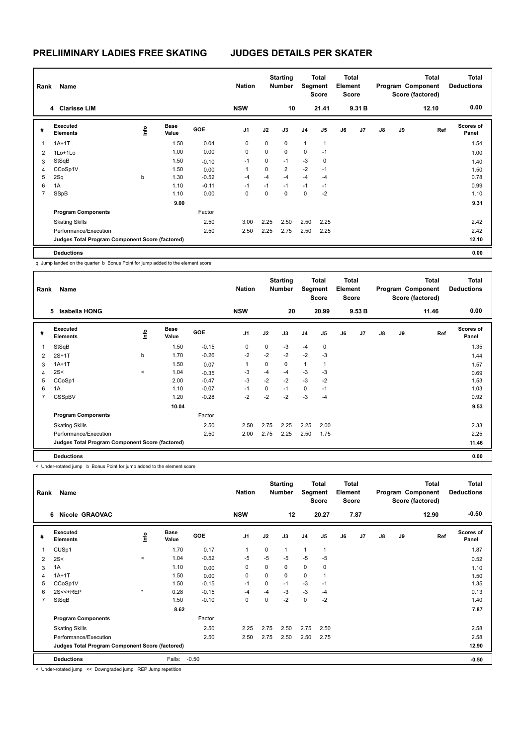# PRELIIMINARY LADIES FREE SKATING

## JUDGES DETAILS PER SKATER

| Rank | Name | Nation | Starting Number | Total Segment Score | Total Element Score | Total Program Component Score (factored) | Total Deductions |
|---|---|---|---|---|---|---|---|
| 4 | Clarisse LIM | NSW | 10 | 21.41 | 9.31 B | 12.10 | 0.00 |

| # | Executed Elements | Info | Base Value | GOE | J1 | J2 | J3 | J4 | J5 | J6 | J7 | J8 | J9 | Ref | Scores of Panel |
|---|---|---|---|---|---|---|---|---|---|---|---|---|---|---|---|
| 1 | 1A+1T | | 1.50 | 0.04 | 0 | 0 | 0 | 1 | 1 | | | | | | 1.54 |
| 2 | 1Lo+1Lo | | 1.00 | 0.00 | 0 | 0 | 0 | 0 | -1 | | | | | | 1.00 |
| 3 | StSqB | | 1.50 | -0.10 | -1 | 0 | -1 | -3 | 0 | | | | | | 1.40 |
| 4 | CCoSp1V | | 1.50 | 0.00 | 1 | 0 | 2 | -2 | -1 | | | | | | 1.50 |
| 5 | 2Sq | b | 1.30 | -0.52 | -4 | -4 | -4 | -4 | -4 | | | | | | 0.78 |
| 6 | 1A | | 1.10 | -0.11 | -1 | -1 | -1 | -1 | -1 | | | | | | 0.99 |
| 7 | SSpB | | 1.10 | 0.00 | 0 | 0 | 0 | 0 | -2 | | | | | | 1.10 |
| | | | 9.00 | | | | | | | | | | | | 9.31 |
| | **Program Components** | | | Factor | | | | | | | | | | | |
| | Skating Skills | | | 2.50 | 3.00 | 2.25 | 2.50 | 2.50 | 2.25 | | | | | | 2.42 |
| | Performance/Execution | | | 2.50 | 2.50 | 2.25 | 2.75 | 2.50 | 2.25 | | | | | | 2.42 |
| | **Judges Total Program Component Score (factored)** | | | | | | | | | | | | | | 12.10 |
| | **Deductions** | | | | | | | | | | | | | | 0.00 |

q Jump landed on the quarter b Bonus Point for jump added to the element score

| Rank | Name | Nation | Starting Number | Total Segment Score | Total Element Score | Total Program Component Score (factored) | Total Deductions |
|---|---|---|---|---|---|---|---|
| 5 | Isabella HONG | NSW | 20 | 20.99 | 9.53 B | 11.46 | 0.00 |

| # | Executed Elements | Info | Base Value | GOE | J1 | J2 | J3 | J4 | J5 | J6 | J7 | J8 | J9 | Ref | Scores of Panel |
|---|---|---|---|---|---|---|---|---|---|---|---|---|---|---|---|
| 1 | StSqB | | 1.50 | -0.15 | 0 | 0 | -3 | -4 | 0 | | | | | | 1.35 |
| 2 | 2S+1T | b | 1.70 | -0.26 | -2 | -2 | -2 | -2 | -3 | | | | | | 1.44 |
| 3 | 1A+1T | | 1.50 | 0.07 | 1 | 0 | 0 | 1 | 1 | | | | | | 1.57 |
| 4 | 2S< | < | 1.04 | -0.35 | -3 | -4 | -4 | -3 | -3 | | | | | | 0.69 |
| 5 | CCoSp1 | | 2.00 | -0.47 | -3 | -2 | -2 | -3 | -2 | | | | | | 1.53 |
| 6 | 1A | | 1.10 | -0.07 | -1 | 0 | -1 | 0 | -1 | | | | | | 1.03 |
| 7 | CSSpBV | | 1.20 | -0.28 | -2 | -2 | -2 | -3 | -4 | | | | | | 0.92 |
| | | | 10.04 | | | | | | | | | | | | 9.53 |
| | **Program Components** | | | Factor | | | | | | | | | | | |
| | Skating Skills | | | 2.50 | 2.50 | 2.75 | 2.25 | 2.25 | 2.00 | | | | | | 2.33 |
| | Performance/Execution | | | 2.50 | 2.00 | 2.75 | 2.25 | 2.50 | 1.75 | | | | | | 2.25 |
| | **Judges Total Program Component Score (factored)** | | | | | | | | | | | | | | 11.46 |
| | **Deductions** | | | | | | | | | | | | | | 0.00 |

< Under-rotated jump b Bonus Point for jump added to the element score

| Rank | Name | Nation | Starting Number | Total Segment Score | Total Element Score | Total Program Component Score (factored) | Total Deductions |
|---|---|---|---|---|---|---|---|
| 6 | Nicole GRAOVAC | NSW | 12 | 20.27 | 7.87 | 12.90 | -0.50 |

| # | Executed Elements | Info | Base Value | GOE | J1 | J2 | J3 | J4 | J5 | J6 | J7 | J8 | J9 | Ref | Scores of Panel |
|---|---|---|---|---|---|---|---|---|---|---|---|---|---|---|---|
| 1 | CUSp1 | | 1.70 | 0.17 | 1 | 0 | 1 | 1 | 1 | | | | | | 1.87 |
| 2 | 2S< | < | 1.04 | -0.52 | -5 | -5 | -5 | -5 | -5 | | | | | | 0.52 |
| 3 | 1A | | 1.10 | 0.00 | 0 | 0 | 0 | 0 | 0 | | | | | | 1.10 |
| 4 | 1A+1T | | 1.50 | 0.00 | 0 | 0 | 0 | 0 | 1 | | | | | | 1.50 |
| 5 | CCoSp1V | | 1.50 | -0.15 | -1 | 0 | -1 | -3 | -1 | | | | | | 1.35 |
| 6 | 2S<<+REP | * | 0.28 | -0.15 | -4 | -4 | -3 | -3 | -4 | | | | | | 0.13 |
| 7 | StSqB | | 1.50 | -0.10 | 0 | 0 | -2 | 0 | -2 | | | | | | 1.40 |
| | | | 8.62 | | | | | | | | | | | | 7.87 |
| | **Program Components** | | | Factor | | | | | | | | | | | |
| | Skating Skills | | | 2.50 | 2.25 | 2.75 | 2.50 | 2.75 | 2.50 | | | | | | 2.58 |
| | Performance/Execution | | | 2.50 | 2.50 | 2.75 | 2.50 | 2.50 | 2.75 | | | | | | 2.58 |
| | **Judges Total Program Component Score (factored)** | | | | | | | | | | | | | | 12.90 |
| | **Deductions** | | Falls: | -0.50 | | | | | | | | | | | -0.50 |

< Under-rotated jump << Downgraded jump REP Jump repetition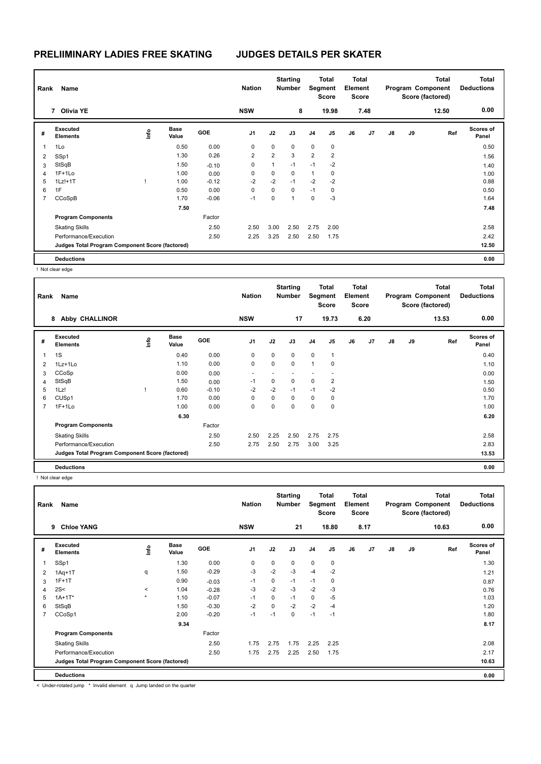# PRELIIMINARY LADIES FREE SKATING JUDGES DETAILS PER SKATER

| Rank | Name | Nation | Starting Number | Total Segment Score | Total Element Score | Total Program Component Score (factored) | Total Deductions |
|---|---|---|---|---|---|---|---|
| 7 | Olivia YE | NSW | 8 | 19.98 | 7.48 | 12.50 | 0.00 |

| # | Executed Elements | Info | Base Value | GOE | J1 | J2 | J3 | J4 | J5 | J6 | J7 | J8 | J9 | Ref | Scores of Panel |
|---|---|---|---|---|---|---|---|---|---|---|---|---|---|---|---|
| 1 | 1Lo | | 0.50 | 0.00 | 0 | 0 | 0 | 0 | 0 | | | | | | 0.50 |
| 2 | SSp1 | | 1.30 | 0.26 | 2 | 2 | 3 | 2 | 2 | | | | | | 1.56 |
| 3 | StSqB | | 1.50 | -0.10 | 0 | 1 | -1 | -1 | -2 | | | | | | 1.40 |
| 4 | 1F+1Lo | | 1.00 | 0.00 | 0 | 0 | 0 | 1 | 0 | | | | | | 1.00 |
| 5 | 1Lz!+1T | ! | 1.00 | -0.12 | -2 | -2 | -1 | -2 | -2 | | | | | | 0.88 |
| 6 | 1F | | 0.50 | 0.00 | 0 | 0 | 0 | -1 | 0 | | | | | | 0.50 |
| 7 | CCoSpB | | 1.70 | -0.06 | -1 | 0 | 1 | 0 | -3 | | | | | | 1.64 |
| | | | 7.50 | | | | | | | | | | | | 7.48 |
| | Program Components | | | Factor | | | | | | | | | | | |
| | Skating Skills | | | 2.50 | 2.50 | 3.00 | 2.50 | 2.75 | 2.00 | | | | | | 2.58 |
| | Performance/Execution | | | 2.50 | 2.25 | 3.25 | 2.50 | 2.50 | 1.75 | | | | | | 2.42 |
| | Judges Total Program Component Score (factored) | | | | | | | | | | | | | | 12.50 |
| | Deductions | | | | | | | | | | | | | | 0.00 |

! Not clear edge

| Rank | Name | Nation | Starting Number | Total Segment Score | Total Element Score | Total Program Component Score (factored) | Total Deductions |
|---|---|---|---|---|---|---|---|
| 8 | Abby CHALLINOR | NSW | 17 | 19.73 | 6.20 | 13.53 | 0.00 |

| # | Executed Elements | Info | Base Value | GOE | J1 | J2 | J3 | J4 | J5 | J6 | J7 | J8 | J9 | Ref | Scores of Panel |
|---|---|---|---|---|---|---|---|---|---|---|---|---|---|---|---|
| 1 | 1S | | 0.40 | 0.00 | 0 | 0 | 0 | 0 | 1 | | | | | | 0.40 |
| 2 | 1Lz+1Lo | | 1.10 | 0.00 | 0 | 0 | 0 | 1 | 0 | | | | | | 1.10 |
| 3 | CCoSp | | 0.00 | 0.00 | - | - | - | - | - | | | | | | 0.00 |
| 4 | StSqB | | 1.50 | 0.00 | -1 | 0 | 0 | 0 | 2 | | | | | | 1.50 |
| 5 | 1Lz! | ! | 0.60 | -0.10 | -2 | -2 | -1 | -1 | -2 | | | | | | 0.50 |
| 6 | CUSp1 | | 1.70 | 0.00 | 0 | 0 | 0 | 0 | 0 | | | | | | 1.70 |
| 7 | 1F+1Lo | | 1.00 | 0.00 | 0 | 0 | 0 | 0 | 0 | | | | | | 1.00 |
| | | | 6.30 | | | | | | | | | | | | 6.20 |
| | Program Components | | | Factor | | | | | | | | | | | |
| | Skating Skills | | | 2.50 | 2.50 | 2.25 | 2.50 | 2.75 | 2.75 | | | | | | 2.58 |
| | Performance/Execution | | | 2.50 | 2.75 | 2.50 | 2.75 | 3.00 | 3.25 | | | | | | 2.83 |
| | Judges Total Program Component Score (factored) | | | | | | | | | | | | | | 13.53 |
| | Deductions | | | | | | | | | | | | | | 0.00 |

! Not clear edge

| Rank | Name | Nation | Starting Number | Total Segment Score | Total Element Score | Total Program Component Score (factored) | Total Deductions |
|---|---|---|---|---|---|---|---|
| 9 | Chloe YANG | NSW | 21 | 18.80 | 8.17 | 10.63 | 0.00 |

| # | Executed Elements | Info | Base Value | GOE | J1 | J2 | J3 | J4 | J5 | J6 | J7 | J8 | J9 | Ref | Scores of Panel |
|---|---|---|---|---|---|---|---|---|---|---|---|---|---|---|---|
| 1 | SSp1 | | 1.30 | 0.00 | 0 | 0 | 0 | 0 | 0 | | | | | | 1.30 |
| 2 | 1Aq+1T | q | 1.50 | -0.29 | -3 | -2 | -3 | -4 | -2 | | | | | | 1.21 |
| 3 | 1F+1T | | 0.90 | -0.03 | -1 | 0 | -1 | -1 | 0 | | | | | | 0.87 |
| 4 | 2S< | < | 1.04 | -0.28 | -3 | -2 | -3 | -2 | -3 | | | | | | 0.76 |
| 5 | 1A+1T* | * | 1.10 | -0.07 | -1 | 0 | -1 | 0 | -5 | | | | | | 1.03 |
| 6 | StSqB | | 1.50 | -0.30 | -2 | 0 | -2 | -2 | -4 | | | | | | 1.20 |
| 7 | CCoSp1 | | 2.00 | -0.20 | -1 | -1 | 0 | -1 | -1 | | | | | | 1.80 |
| | | | 9.34 | | | | | | | | | | | | 8.17 |
| | Program Components | | | Factor | | | | | | | | | | | |
| | Skating Skills | | | 2.50 | 1.75 | 2.75 | 1.75 | 2.25 | 2.25 | | | | | | 2.08 |
| | Performance/Execution | | | 2.50 | 1.75 | 2.75 | 2.25 | 2.50 | 1.75 | | | | | | 2.17 |
| | Judges Total Program Component Score (factored) | | | | | | | | | | | | | | 10.63 |
| | Deductions | | | | | | | | | | | | | | 0.00 |

< Under-rotated jump * Invalid element q Jump landed on the quarter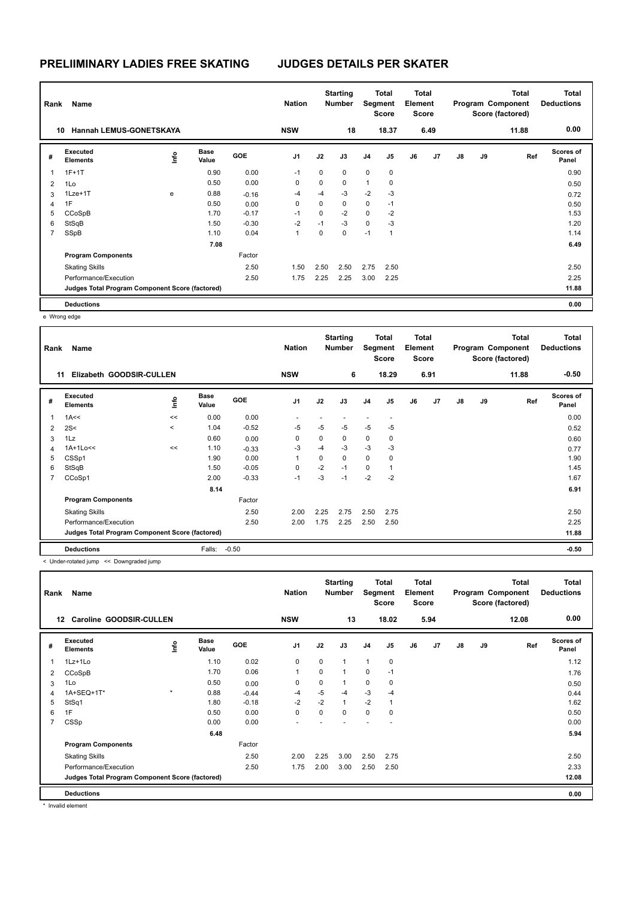# PRELIIMINARY LADIES FREE SKATING JUDGES DETAILS PER SKATER

| Rank | Name | Nation | Starting Number | Total Segment Score | Total Element Score | Total Program Component Score (factored) | Total Deductions |
|---|---|---|---|---|---|---|---|
| 10 | Hannah LEMUS-GONETSKAYA | NSW | 18 | 18.37 | 6.49 | 11.88 | 0.00 |

| # | Executed Elements | Info | Base Value | GOE | J1 | J2 | J3 | J4 | J5 | J6 | J7 | J8 | J9 | Ref | Scores of Panel |
|---|---|---|---|---|---|---|---|---|---|---|---|---|---|---|---|
| 1 | 1F+1T | | 0.90 | 0.00 | -1 | 0 | 0 | 0 | 0 | | | | | | 0.90 |
| 2 | 1Lo | | 0.50 | 0.00 | 0 | 0 | 0 | 1 | 0 | | | | | | 0.50 |
| 3 | 1Lze+1T | e | 0.88 | -0.16 | -4 | -4 | -3 | -2 | -3 | | | | | | 0.72 |
| 4 | 1F | | 0.50 | 0.00 | 0 | 0 | 0 | 0 | -1 | | | | | | 0.50 |
| 5 | CCoSpB | | 1.70 | -0.17 | -1 | 0 | -2 | 0 | -2 | | | | | | 1.53 |
| 6 | StSqB | | 1.50 | -0.30 | -2 | -1 | -3 | 0 | -3 | | | | | | 1.20 |
| 7 | SSpB | | 1.10 | 0.04 | 1 | 0 | 0 | -1 | 1 | | | | | | 1.14 |
| | | | 7.08 | | | | | | | | | | | | 6.49 |
| | **Program Components** | | | Factor | | | | | | | | | | | |
| | Skating Skills | | | 2.50 | 1.50 | 2.50 | 2.50 | 2.75 | 2.50 | | | | | | 2.50 |
| | Performance/Execution | | | 2.50 | 1.75 | 2.25 | 2.25 | 3.00 | 2.25 | | | | | | 2.25 |
| | **Judges Total Program Component Score (factored)** | | | | | | | | | | | | | | 11.88 |
| | **Deductions** | | | | | | | | | | | | | | 0.00 |

e Wrong edge

| Rank | Name | Nation | Starting Number | Total Segment Score | Total Element Score | Total Program Component Score (factored) | Total Deductions |
|---|---|---|---|---|---|---|---|
| 11 | Elizabeth GOODSIR-CULLEN | NSW | 6 | 18.29 | 6.91 | 11.88 | -0.50 |

| # | Executed Elements | Info | Base Value | GOE | J1 | J2 | J3 | J4 | J5 | J6 | J7 | J8 | J9 | Ref | Scores of Panel |
|---|---|---|---|---|---|---|---|---|---|---|---|---|---|---|---|
| 1 | 1A<< | << | 0.00 | 0.00 | - | - | - | - | - | | | | | | 0.00 |
| 2 | 2S< | < | 1.04 | -0.52 | -5 | -5 | -5 | -5 | -5 | | | | | | 0.52 |
| 3 | 1Lz | | 0.60 | 0.00 | 0 | 0 | 0 | 0 | 0 | | | | | | 0.60 |
| 4 | 1A+1Lo<< | << | 1.10 | -0.33 | -3 | -4 | -3 | -3 | -3 | | | | | | 0.77 |
| 5 | CSSp1 | | 1.90 | 0.00 | 1 | 0 | 0 | 0 | 0 | | | | | | 1.90 |
| 6 | StSqB | | 1.50 | -0.05 | 0 | -2 | -1 | 0 | 1 | | | | | | 1.45 |
| 7 | CCoSp1 | | 2.00 | -0.33 | -1 | -3 | -1 | -2 | -2 | | | | | | 1.67 |
| | | | 8.14 | | | | | | | | | | | | 6.91 |
| | **Program Components** | | | Factor | | | | | | | | | | | |
| | Skating Skills | | | 2.50 | 2.00 | 2.25 | 2.75 | 2.50 | 2.75 | | | | | | 2.50 |
| | Performance/Execution | | | 2.50 | 2.00 | 1.75 | 2.25 | 2.50 | 2.50 | | | | | | 2.25 |
| | **Judges Total Program Component Score (factored)** | | | | | | | | | | | | | | 11.88 |
| | **Deductions** | | Falls: | -0.50 | | | | | | | | | | | -0.50 |

< Under-rotated jump << Downgraded jump

| Rank | Name | Nation | Starting Number | Total Segment Score | Total Element Score | Total Program Component Score (factored) | Total Deductions |
|---|---|---|---|---|---|---|---|
| 12 | Caroline GOODSIR-CULLEN | NSW | 13 | 18.02 | 5.94 | 12.08 | 0.00 |

| # | Executed Elements | Info | Base Value | GOE | J1 | J2 | J3 | J4 | J5 | J6 | J7 | J8 | J9 | Ref | Scores of Panel |
|---|---|---|---|---|---|---|---|---|---|---|---|---|---|---|---|
| 1 | 1Lz+1Lo | | 1.10 | 0.02 | 0 | 0 | 1 | 1 | 0 | | | | | | 1.12 |
| 2 | CCoSpB | | 1.70 | 0.06 | 1 | 0 | 1 | 0 | -1 | | | | | | 1.76 |
| 3 | 1Lo | | 0.50 | 0.00 | 0 | 0 | 1 | 0 | 0 | | | | | | 0.50 |
| 4 | 1A+SEQ+1T* | * | 0.88 | -0.44 | -4 | -5 | -4 | -3 | -4 | | | | | | 0.44 |
| 5 | StSq1 | | 1.80 | -0.18 | -2 | -2 | 1 | -2 | 1 | | | | | | 1.62 |
| 6 | 1F | | 0.50 | 0.00 | 0 | 0 | 0 | 0 | 0 | | | | | | 0.50 |
| 7 | CSSp | | 0.00 | 0.00 | - | - | - | - | - | | | | | | 0.00 |
| | | | 6.48 | | | | | | | | | | | | 5.94 |
| | **Program Components** | | | Factor | | | | | | | | | | | |
| | Skating Skills | | | 2.50 | 2.00 | 2.25 | 3.00 | 2.50 | 2.75 | | | | | | 2.50 |
| | Performance/Execution | | | 2.50 | 1.75 | 2.00 | 3.00 | 2.50 | 2.50 | | | | | | 2.33 |
| | **Judges Total Program Component Score (factored)** | | | | | | | | | | | | | | 12.08 |
| | **Deductions** | | | | | | | | | | | | | | 0.00 |

* Invalid element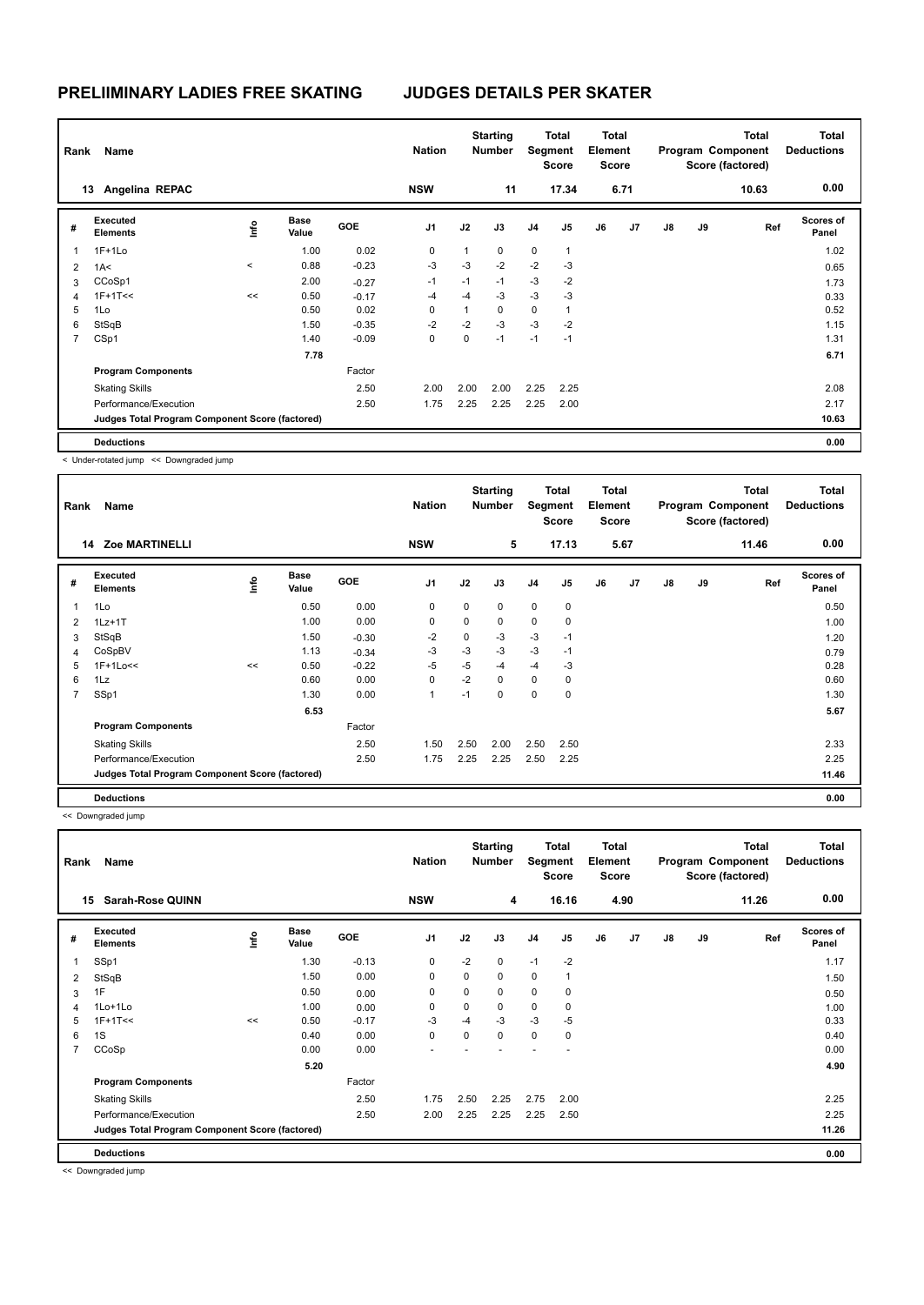# PRELIIMINARY LADIES FREE SKATING — JUDGES DETAILS PER SKATER

| Rank | Name | Nation | Starting Number | Total Segment Score | Total Element Score | Total Program Component Score (factored) | Total Deductions |
|---|---|---|---|---|---|---|---|
| 13 | Angelina REPAC | NSW | 11 | 17.34 | 6.71 | 10.63 | 0.00 |

| # | Executed Elements | Info | Base Value | GOE | J1 | J2 | J3 | J4 | J5 | J6 | J7 | J8 | J9 | Ref | Scores of Panel |
|---|---|---|---|---|---|---|---|---|---|---|---|---|---|---|---|
| 1 | 1F+1Lo | | 1.00 | 0.02 | 0 | 1 | 0 | 0 | 1 | | | | | | 1.02 |
| 2 | 1A< | < | 0.88 | -0.23 | -3 | -3 | -2 | -2 | -3 | | | | | | 0.65 |
| 3 | CCoSp1 | | 2.00 | -0.27 | -1 | -1 | -1 | -3 | -2 | | | | | | 1.73 |
| 4 | 1F+1T<< | << | 0.50 | -0.17 | -4 | -4 | -3 | -3 | -3 | | | | | | 0.33 |
| 5 | 1Lo | | 0.50 | 0.02 | 0 | 1 | 0 | 0 | 1 | | | | | | 0.52 |
| 6 | StSqB | | 1.50 | -0.35 | -2 | -2 | -3 | -3 | -2 | | | | | | 1.15 |
| 7 | CSp1 | | 1.40 | -0.09 | 0 | 0 | -1 | -1 | -1 | | | | | | 1.31 |
| | | | 7.78 | | | | | | | | | | | | 6.71 |
| | **Program Components** | | | Factor | | | | | | | | | | | |
| | Skating Skills | | | 2.50 | 2.00 | 2.00 | 2.00 | 2.25 | 2.25 | | | | | | 2.08 |
| | Performance/Execution | | | 2.50 | 1.75 | 2.25 | 2.25 | 2.25 | 2.00 | | | | | | 2.17 |
| | **Judges Total Program Component Score (factored)** | | | | | | | | | | | | | | 10.63 |
| | **Deductions** | | | | | | | | | | | | | | 0.00 |

< Under-rotated jump << Downgraded jump

| Rank | Name | Nation | Starting Number | Total Segment Score | Total Element Score | Total Program Component Score (factored) | Total Deductions |
|---|---|---|---|---|---|---|---|
| 14 | Zoe MARTINELLI | NSW | 5 | 17.13 | 5.67 | 11.46 | 0.00 |

| # | Executed Elements | Info | Base Value | GOE | J1 | J2 | J3 | J4 | J5 | J6 | J7 | J8 | J9 | Ref | Scores of Panel |
|---|---|---|---|---|---|---|---|---|---|---|---|---|---|---|---|
| 1 | 1Lo | | 0.50 | 0.00 | 0 | 0 | 0 | 0 | 0 | | | | | | 0.50 |
| 2 | 1Lz+1T | | 1.00 | 0.00 | 0 | 0 | 0 | 0 | 0 | | | | | | 1.00 |
| 3 | StSqB | | 1.50 | -0.30 | -2 | 0 | -3 | -3 | -1 | | | | | | 1.20 |
| 4 | CoSpBV | | 1.13 | -0.34 | -3 | -3 | -3 | -3 | -1 | | | | | | 0.79 |
| 5 | 1F+1Lo<< | << | 0.50 | -0.22 | -5 | -5 | -4 | -4 | -3 | | | | | | 0.28 |
| 6 | 1Lz | | 0.60 | 0.00 | 0 | -2 | 0 | 0 | 0 | | | | | | 0.60 |
| 7 | SSp1 | | 1.30 | 0.00 | 1 | -1 | 0 | 0 | 0 | | | | | | 1.30 |
| | | | 6.53 | | | | | | | | | | | | 5.67 |
| | **Program Components** | | | Factor | | | | | | | | | | | |
| | Skating Skills | | | 2.50 | 1.50 | 2.50 | 2.00 | 2.50 | 2.50 | | | | | | 2.33 |
| | Performance/Execution | | | 2.50 | 1.75 | 2.25 | 2.25 | 2.50 | 2.25 | | | | | | 2.25 |
| | **Judges Total Program Component Score (factored)** | | | | | | | | | | | | | | 11.46 |
| | **Deductions** | | | | | | | | | | | | | | 0.00 |

<< Downgraded jump

| Rank | Name | Nation | Starting Number | Total Segment Score | Total Element Score | Total Program Component Score (factored) | Total Deductions |
|---|---|---|---|---|---|---|---|
| 15 | Sarah-Rose QUINN | NSW | 4 | 16.16 | 4.90 | 11.26 | 0.00 |

| # | Executed Elements | Info | Base Value | GOE | J1 | J2 | J3 | J4 | J5 | J6 | J7 | J8 | J9 | Ref | Scores of Panel |
|---|---|---|---|---|---|---|---|---|---|---|---|---|---|---|---|
| 1 | SSp1 | | 1.30 | -0.13 | 0 | -2 | 0 | -1 | -2 | | | | | | 1.17 |
| 2 | StSqB | | 1.50 | 0.00 | 0 | 0 | 0 | 0 | 1 | | | | | | 1.50 |
| 3 | 1F | | 0.50 | 0.00 | 0 | 0 | 0 | 0 | 0 | | | | | | 0.50 |
| 4 | 1Lo+1Lo | | 1.00 | 0.00 | 0 | 0 | 0 | 0 | 0 | | | | | | 1.00 |
| 5 | 1F+1T<< | << | 0.50 | -0.17 | -3 | -4 | -3 | -3 | -5 | | | | | | 0.33 |
| 6 | 1S | | 0.40 | 0.00 | 0 | 0 | 0 | 0 | 0 | | | | | | 0.40 |
| 7 | CCoSp | | 0.00 | 0.00 | - | - | - | - | - | | | | | | 0.00 |
| | | | 5.20 | | | | | | | | | | | | 4.90 |
| | **Program Components** | | | Factor | | | | | | | | | | | |
| | Skating Skills | | | 2.50 | 1.75 | 2.50 | 2.25 | 2.75 | 2.00 | | | | | | 2.25 |
| | Performance/Execution | | | 2.50 | 2.00 | 2.25 | 2.25 | 2.25 | 2.50 | | | | | | 2.25 |
| | **Judges Total Program Component Score (factored)** | | | | | | | | | | | | | | 11.26 |
| | **Deductions** | | | | | | | | | | | | | | 0.00 |

<< Downgraded jump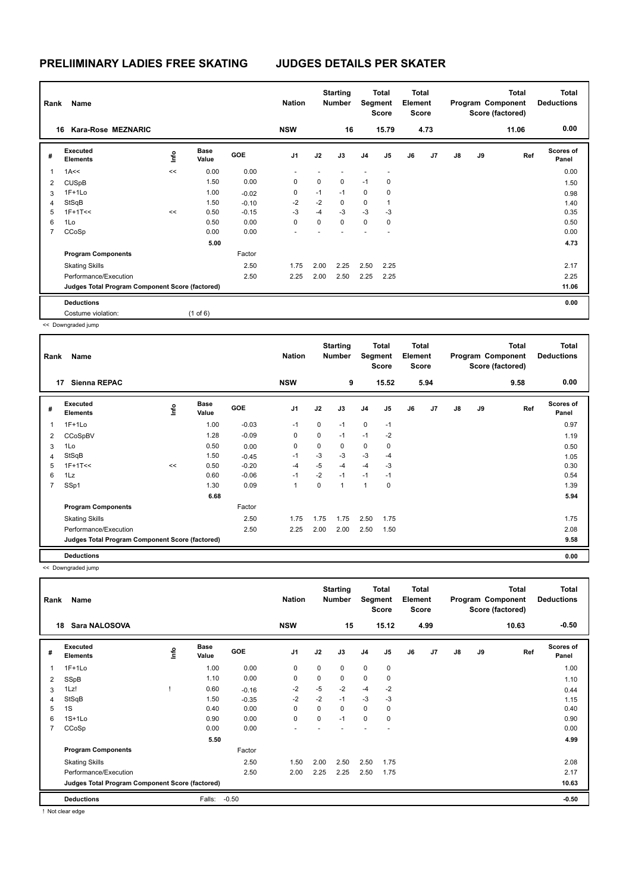# PRELIIMINARY LADIES FREE SKATING JUDGES DETAILS PER SKATER

| Rank | Name | Nation | Starting Number | Total Segment Score | Total Element Score | Total Program Component Score (factored) | Total Deductions |
|---|---|---|---|---|---|---|---|
| 16 | Kara-Rose MEZNARIC | NSW | 16 | 15.79 | 4.73 | 11.06 | 0.00 |

| # | Executed Elements | Info | Base Value | GOE | J1 | J2 | J3 | J4 | J5 | J6 | J7 | J8 | J9 | Ref | Scores of Panel |
|---|---|---|---|---|---|---|---|---|---|---|---|---|---|---|---|
| 1 | 1A<< | << | 0.00 | 0.00 | - | - | - | - | - | | | | | | 0.00 |
| 2 | CUSpB | | 1.50 | 0.00 | 0 | 0 | 0 | -1 | 0 | | | | | | 1.50 |
| 3 | 1F+1Lo | | 1.00 | -0.02 | 0 | -1 | -1 | 0 | 0 | | | | | | 0.98 |
| 4 | StSqB | | 1.50 | -0.10 | -2 | -2 | 0 | 0 | 1 | | | | | | 1.40 |
| 5 | 1F+1T<< | << | 0.50 | -0.15 | -3 | -4 | -3 | -3 | -3 | | | | | | 0.35 |
| 6 | 1Lo | | 0.50 | 0.00 | 0 | 0 | 0 | 0 | 0 | | | | | | 0.50 |
| 7 | CCoSp | | 0.00 | 0.00 | - | - | - | - | - | | | | | | 0.00 |
| | | | 5.00 | | | | | | | | | | | | 4.73 |
| | Program Components | | | Factor | | | | | | | | | | | |
| | Skating Skills | | | 2.50 | 1.75 | 2.00 | 2.25 | 2.50 | 2.25 | | | | | | 2.17 |
| | Performance/Execution | | | 2.50 | 2.25 | 2.00 | 2.50 | 2.25 | 2.25 | | | | | | 2.25 |
| | Judges Total Program Component Score (factored) | | | | | | | | | | | | | | 11.06 |
| | Deductions | | | | | | | | | | | | | | 0.00 |
| | Costume violation: | | (1 of 6) | | | | | | | | | | | | |

<< Downgraded jump

| Rank | Name | Nation | Starting Number | Total Segment Score | Total Element Score | Total Program Component Score (factored) | Total Deductions |
|---|---|---|---|---|---|---|---|
| 17 | Sienna REPAC | NSW | 9 | 15.52 | 5.94 | 9.58 | 0.00 |

| # | Executed Elements | Info | Base Value | GOE | J1 | J2 | J3 | J4 | J5 | J6 | J7 | J8 | J9 | Ref | Scores of Panel |
|---|---|---|---|---|---|---|---|---|---|---|---|---|---|---|---|
| 1 | 1F+1Lo | | 1.00 | -0.03 | -1 | 0 | -1 | 0 | -1 | | | | | | 0.97 |
| 2 | CCoSpBV | | 1.28 | -0.09 | 0 | 0 | -1 | -1 | -2 | | | | | | 1.19 |
| 3 | 1Lo | | 0.50 | 0.00 | 0 | 0 | 0 | 0 | 0 | | | | | | 0.50 |
| 4 | StSqB | | 1.50 | -0.45 | -1 | -3 | -3 | -3 | -4 | | | | | | 1.05 |
| 5 | 1F+1T<< | << | 0.50 | -0.20 | -4 | -5 | -4 | -4 | -3 | | | | | | 0.30 |
| 6 | 1Lz | | 0.60 | -0.06 | -1 | -2 | -1 | -1 | -1 | | | | | | 0.54 |
| 7 | SSp1 | | 1.30 | 0.09 | 1 | 0 | 1 | 1 | 0 | | | | | | 1.39 |
| | | | 6.68 | | | | | | | | | | | | 5.94 |
| | Program Components | | | Factor | | | | | | | | | | | |
| | Skating Skills | | | 2.50 | 1.75 | 1.75 | 1.75 | 2.50 | 1.75 | | | | | | 1.75 |
| | Performance/Execution | | | 2.50 | 2.25 | 2.00 | 2.00 | 2.50 | 1.50 | | | | | | 2.08 |
| | Judges Total Program Component Score (factored) | | | | | | | | | | | | | | 9.58 |
| | Deductions | | | | | | | | | | | | | | 0.00 |

<< Downgraded jump

| Rank | Name | Nation | Starting Number | Total Segment Score | Total Element Score | Total Program Component Score (factored) | Total Deductions |
|---|---|---|---|---|---|---|---|
| 18 | Sara NALOSOVA | NSW | 15 | 15.12 | 4.99 | 10.63 | -0.50 |

| # | Executed Elements | Info | Base Value | GOE | J1 | J2 | J3 | J4 | J5 | J6 | J7 | J8 | J9 | Ref | Scores of Panel |
|---|---|---|---|---|---|---|---|---|---|---|---|---|---|---|---|
| 1 | 1F+1Lo | | 1.00 | 0.00 | 0 | 0 | 0 | 0 | 0 | | | | | | 1.00 |
| 2 | SSpB | | 1.10 | 0.00 | 0 | 0 | 0 | 0 | 0 | | | | | | 1.10 |
| 3 | 1Lz! | ! | 0.60 | -0.16 | -2 | -5 | -2 | -4 | -2 | | | | | | 0.44 |
| 4 | StSqB | | 1.50 | -0.35 | -2 | -2 | -1 | -3 | -3 | | | | | | 1.15 |
| 5 | 1S | | 0.40 | 0.00 | 0 | 0 | 0 | 0 | 0 | | | | | | 0.40 |
| 6 | 1S+1Lo | | 0.90 | 0.00 | 0 | 0 | -1 | 0 | 0 | | | | | | 0.90 |
| 7 | CCoSp | | 0.00 | 0.00 | - | - | - | - | - | | | | | | 0.00 |
| | | | 5.50 | | | | | | | | | | | | 4.99 |
| | Program Components | | | Factor | | | | | | | | | | | |
| | Skating Skills | | | 2.50 | 1.50 | 2.00 | 2.50 | 2.50 | 1.75 | | | | | | 2.08 |
| | Performance/Execution | | | 2.50 | 2.00 | 2.25 | 2.25 | 2.50 | 1.75 | | | | | | 2.17 |
| | Judges Total Program Component Score (factored) | | | | | | | | | | | | | | 10.63 |
| | Deductions | | Falls: | -0.50 | | | | | | | | | | | -0.50 |

! Not clear edge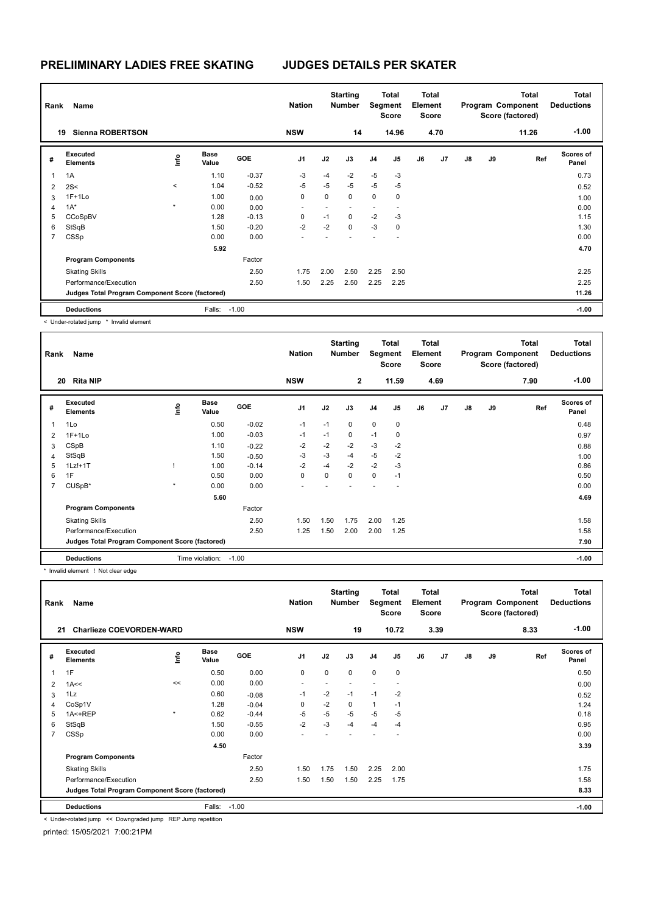# PRELIIMINARY LADIES FREE SKATING — JUDGES DETAILS PER SKATER

| Rank | Name | Nation | Starting Number | Total Segment Score | Total Element Score | Total Program Component Score (factored) | Total Deductions |
|---|---|---|---|---|---|---|---|
| 19 | Sienna ROBERTSON | NSW | 14 | 14.96 | 4.70 | 11.26 | -1.00 |

| # | Executed Elements | Info | Base Value | GOE | J1 | J2 | J3 | J4 | J5 | J6 | J7 | J8 | J9 | Ref | Scores of Panel |
|---|---|---|---|---|---|---|---|---|---|---|---|---|---|---|---|
| 1 | 1A | | 1.10 | -0.37 | -3 | -4 | -2 | -5 | -3 | | | | | | 0.73 |
| 2 | 2S< | < | 1.04 | -0.52 | -5 | -5 | -5 | -5 | -5 | | | | | | 0.52 |
| 3 | 1F+1Lo | | 1.00 | 0.00 | 0 | 0 | 0 | 0 | 0 | | | | | | 1.00 |
| 4 | 1A* | * | 0.00 | 0.00 | - | - | - | - | - | | | | | | 0.00 |
| 5 | CCoSpBV | | 1.28 | -0.13 | 0 | -1 | 0 | -2 | -3 | | | | | | 1.15 |
| 6 | StSqB | | 1.50 | -0.20 | -2 | -2 | 0 | -3 | 0 | | | | | | 1.30 |
| 7 | CSSp | | 0.00 | 0.00 | - | - | - | - | - | | | | | | 0.00 |
| | | | 5.92 | | | | | | | | | | | | 4.70 |
| | **Program Components** | | | Factor | | | | | | | | | | | |
| | Skating Skills | | | 2.50 | 1.75 | 2.00 | 2.50 | 2.25 | 2.50 | | | | | | 2.25 |
| | Performance/Execution | | | 2.50 | 1.50 | 2.25 | 2.50 | 2.25 | 2.25 | | | | | | 2.25 |
| | **Judges Total Program Component Score (factored)** | | | | | | | | | | | | | | 11.26 |
| | **Deductions** | | Falls: | -1.00 | | | | | | | | | | | -1.00 |

< Under-rotated jump * Invalid element

| Rank | Name | Nation | Starting Number | Total Segment Score | Total Element Score | Total Program Component Score (factored) | Total Deductions |
|---|---|---|---|---|---|---|---|
| 20 | Rita NIP | NSW | 2 | 11.59 | 4.69 | 7.90 | -1.00 |

| # | Executed Elements | Info | Base Value | GOE | J1 | J2 | J3 | J4 | J5 | J6 | J7 | J8 | J9 | Ref | Scores of Panel |
|---|---|---|---|---|---|---|---|---|---|---|---|---|---|---|---|
| 1 | 1Lo | | 0.50 | -0.02 | -1 | -1 | 0 | 0 | 0 | | | | | | 0.48 |
| 2 | 1F+1Lo | | 1.00 | -0.03 | -1 | -1 | 0 | -1 | 0 | | | | | | 0.97 |
| 3 | CSpB | | 1.10 | -0.22 | -2 | -2 | -2 | -3 | -2 | | | | | | 0.88 |
| 4 | StSqB | | 1.50 | -0.50 | -3 | -3 | -4 | -5 | -2 | | | | | | 1.00 |
| 5 | 1Lz!+1T | ! | 1.00 | -0.14 | -2 | -4 | -2 | -2 | -3 | | | | | | 0.86 |
| 6 | 1F | | 0.50 | 0.00 | 0 | 0 | 0 | 0 | -1 | | | | | | 0.50 |
| 7 | CUSpB* | * | 0.00 | 0.00 | - | - | - | - | - | | | | | | 0.00 |
| | | | 5.60 | | | | | | | | | | | | 4.69 |
| | **Program Components** | | | Factor | | | | | | | | | | | |
| | Skating Skills | | | 2.50 | 1.50 | 1.50 | 1.75 | 2.00 | 1.25 | | | | | | 1.58 |
| | Performance/Execution | | | 2.50 | 1.25 | 1.50 | 2.00 | 2.00 | 1.25 | | | | | | 1.58 |
| | **Judges Total Program Component Score (factored)** | | | | | | | | | | | | | | 7.90 |
| | **Deductions** | | Time violation: | -1.00 | | | | | | | | | | | -1.00 |

* Invalid element ! Not clear edge

| Rank | Name | Nation | Starting Number | Total Segment Score | Total Element Score | Total Program Component Score (factored) | Total Deductions |
|---|---|---|---|---|---|---|---|
| 21 | Charlieze COEVORDEN-WARD | NSW | 19 | 10.72 | 3.39 | 8.33 | -1.00 |

| # | Executed Elements | Info | Base Value | GOE | J1 | J2 | J3 | J4 | J5 | J6 | J7 | J8 | J9 | Ref | Scores of Panel |
|---|---|---|---|---|---|---|---|---|---|---|---|---|---|---|---|
| 1 | 1F | | 0.50 | 0.00 | 0 | 0 | 0 | 0 | 0 | | | | | | 0.50 |
| 2 | 1A<< | << | 0.00 | 0.00 | - | - | - | - | - | | | | | | 0.00 |
| 3 | 1Lz | | 0.60 | -0.08 | -1 | -2 | -1 | -1 | -2 | | | | | | 0.52 |
| 4 | CoSp1V | | 1.28 | -0.04 | 0 | -2 | 0 | 1 | -1 | | | | | | 1.24 |
| 5 | 1A<+REP | * | 0.62 | -0.44 | -5 | -5 | -5 | -5 | -5 | | | | | | 0.18 |
| 6 | StSqB | | 1.50 | -0.55 | -2 | -3 | -4 | -4 | -4 | | | | | | 0.95 |
| 7 | CSSp | | 0.00 | 0.00 | - | - | - | - | - | | | | | | 0.00 |
| | | | 4.50 | | | | | | | | | | | | 3.39 |
| | **Program Components** | | | Factor | | | | | | | | | | | |
| | Skating Skills | | | 2.50 | 1.50 | 1.75 | 1.50 | 2.25 | 2.00 | | | | | | 1.75 |
| | Performance/Execution | | | 2.50 | 1.50 | 1.50 | 1.50 | 2.25 | 1.75 | | | | | | 1.58 |
| | **Judges Total Program Component Score (factored)** | | | | | | | | | | | | | | 8.33 |
| | **Deductions** | | Falls: | -1.00 | | | | | | | | | | | -1.00 |

< Under-rotated jump << Downgraded jump REP Jump repetition

printed: 15/05/2021 7:00:21PM